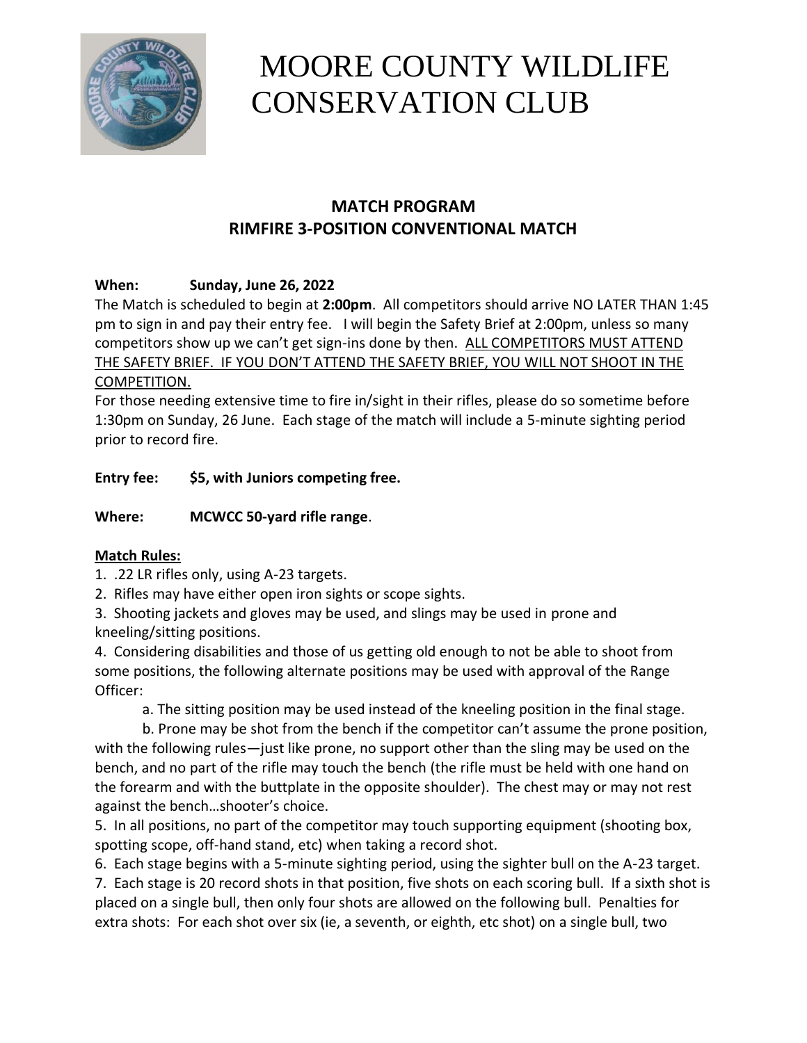# MOORE COUNTY WILDLIFE CONSERVATION CLUB

## MATCH PROGRAM
## RIMFIRE 3-POSITION CONVENTIONAL MATCH

**When: Sunday, June 26, 2022**

The Match is scheduled to begin at **2:00pm**. All competitors should arrive NO LATER THAN 1:45 pm to sign in and pay their entry fee. I will begin the Safety Brief at 2:00pm, unless so many competitors show up we can't get sign-ins done by then. ALL COMPETITORS MUST ATTEND THE SAFETY BRIEF. IF YOU DON'T ATTEND THE SAFETY BRIEF, YOU WILL NOT SHOOT IN THE COMPETITION.

For those needing extensive time to fire in/sight in their rifles, please do so sometime before 1:30pm on Sunday, 26 June. Each stage of the match will include a 5-minute sighting period prior to record fire.

**Entry fee: $5, with Juniors competing free.**

**Where: MCWCC 50-yard rifle range**.

**Match Rules:**

1. .22 LR rifles only, using A-23 targets.
2. Rifles may have either open iron sights or scope sights.
3. Shooting jackets and gloves may be used, and slings may be used in prone and kneeling/sitting positions.
4. Considering disabilities and those of us getting old enough to not be able to shoot from some positions, the following alternate positions may be used with approval of the Range Officer:

   a. The sitting position may be used instead of the kneeling position in the final stage.

   b. Prone may be shot from the bench if the competitor can't assume the prone position, with the following rules—just like prone, no support other than the sling may be used on the bench, and no part of the rifle may touch the bench (the rifle must be held with one hand on the forearm and with the buttplate in the opposite shoulder). The chest may or may not rest against the bench…shooter's choice.

5. In all positions, no part of the competitor may touch supporting equipment (shooting box, spotting scope, off-hand stand, etc) when taking a record shot.
6. Each stage begins with a 5-minute sighting period, using the sighter bull on the A-23 target.
7. Each stage is 20 record shots in that position, five shots on each scoring bull. If a sixth shot is placed on a single bull, then only four shots are allowed on the following bull. Penalties for extra shots: For each shot over six (ie, a seventh, or eighth, etc shot) on a single bull, two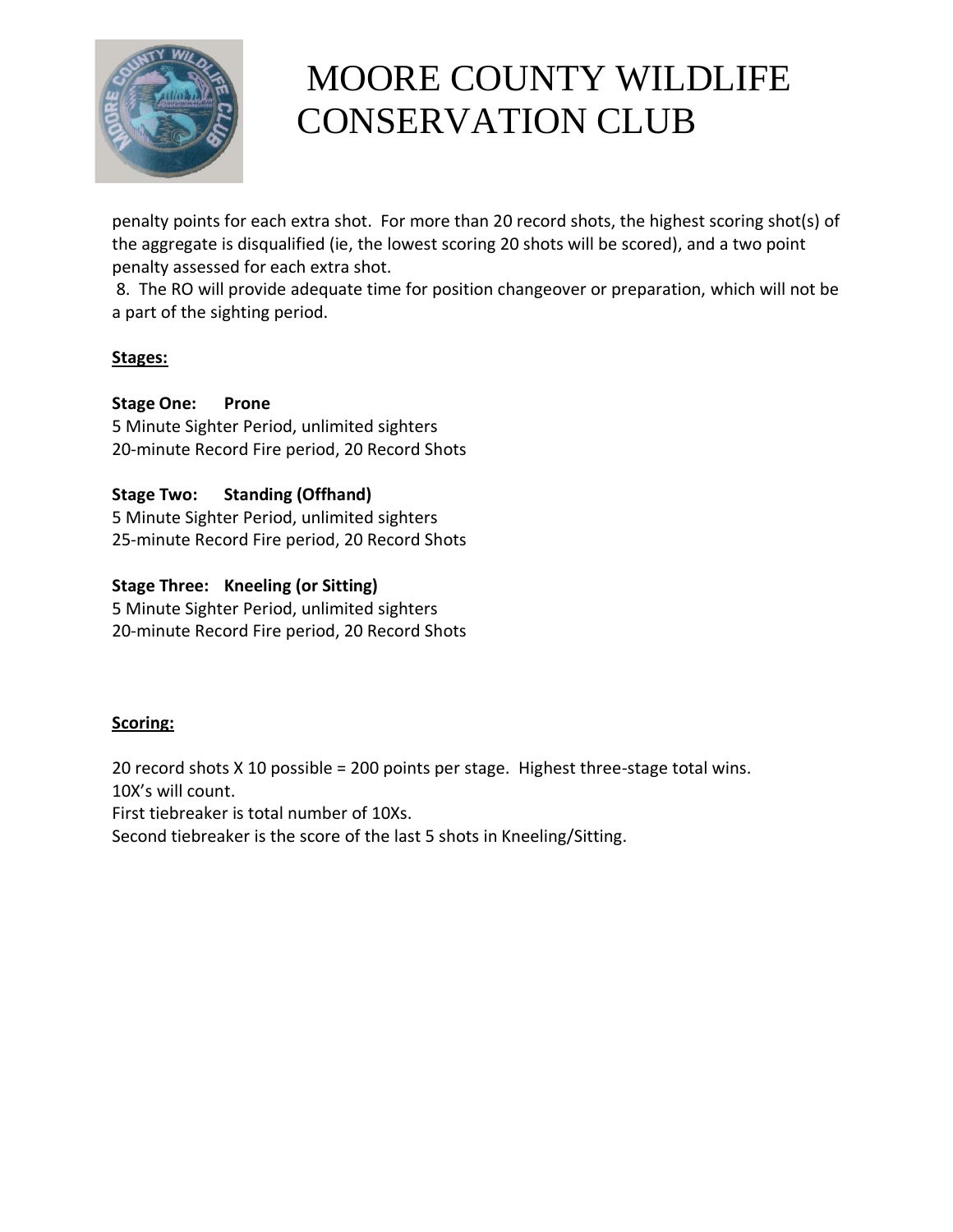penalty points for each extra shot. For more than 20 record shots, the highest scoring shot(s) of the aggregate is disqualified (ie, the lowest scoring 20 shots will be scored), and a two point penalty assessed for each extra shot.

8. The RO will provide adequate time for position changeover or preparation, which will not be a part of the sighting period.

**Stages:**

**Stage One: Prone**
5 Minute Sighter Period, unlimited sighters
20-minute Record Fire period, 20 Record Shots

**Stage Two: Standing (Offhand)**
5 Minute Sighter Period, unlimited sighters
25-minute Record Fire period, 20 Record Shots

**Stage Three: Kneeling (or Sitting)**
5 Minute Sighter Period, unlimited sighters
20-minute Record Fire period, 20 Record Shots

**Scoring:**

20 record shots X 10 possible = 200 points per stage. Highest three-stage total wins.
10X's will count.
First tiebreaker is total number of 10Xs.
Second tiebreaker is the score of the last 5 shots in Kneeling/Sitting.